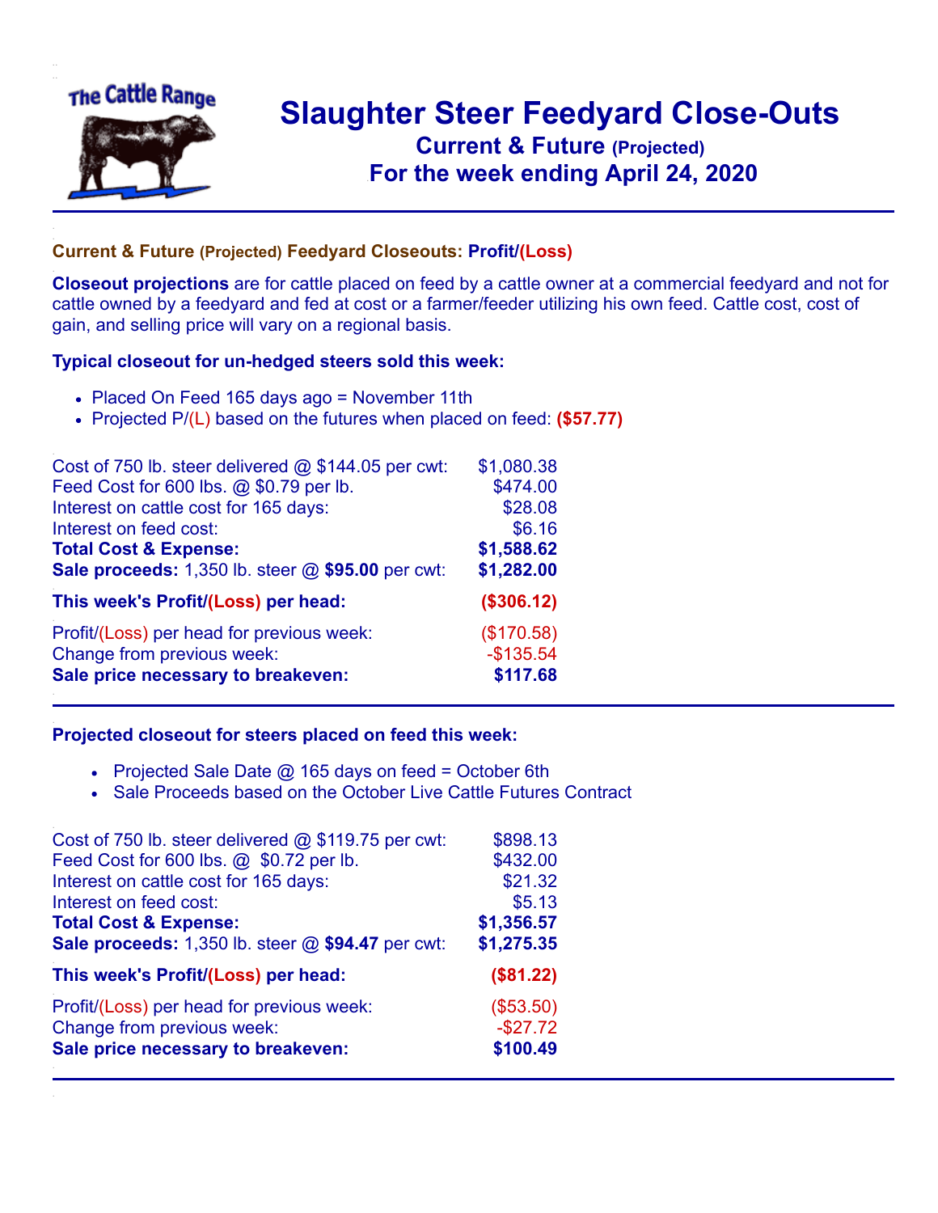# Slaughter Steer Feedyard Close-Outs

## Current & Future (Projected)

## For the week ending April 24, 2020

### Current & Future (Projected) Feedyard Closeouts: Profit/(Loss)

**Closeout projections** are for cattle placed on feed by a cattle owner at a commercial feedyard and not for cattle owned by a feedyard and fed at cost or a farmer/feeder utilizing his own feed. Cattle cost, cost of gain, and selling price will vary on a regional basis.

### Typical closeout for un-hedged steers sold this week:

- Placed On Feed 165 days ago = November 11th
- Projected P/(L) based on the futures when placed on feed: **($57.77)**

| | |
|---|---|
| Cost of 750 lb. steer delivered @ $144.05 per cwt: | $1,080.38 |
| Feed Cost for 600 lbs. @ $0.79 per lb. | $474.00 |
| Interest on cattle cost for 165 days: | $28.08 |
| Interest on feed cost: | $6.16 |
| **Total Cost & Expense:** | **$1,588.62** |
| **Sale proceeds:** 1,350 lb. steer @ **$95.00** per cwt: | **$1,282.00** |
| **This week's Profit/(Loss) per head:** | **($306.12)** |
| Profit/(Loss) per head for previous week: | ($170.58) |
| Change from previous week: | -$135.54 |
| **Sale price necessary to breakeven:** | **$117.68** |

### Projected closeout for steers placed on feed this week:

- Projected Sale Date @ 165 days on feed = October 6th
- Sale Proceeds based on the October Live Cattle Futures Contract

| | |
|---|---|
| Cost of 750 lb. steer delivered @ $119.75 per cwt: | $898.13 |
| Feed Cost for 600 lbs. @ $0.72 per lb. | $432.00 |
| Interest on cattle cost for 165 days: | $21.32 |
| Interest on feed cost: | $5.13 |
| **Total Cost & Expense:** | **$1,356.57** |
| **Sale proceeds:** 1,350 lb. steer @ **$94.47** per cwt: | **$1,275.35** |
| **This week's Profit/(Loss) per head:** | **($81.22)** |
| Profit/(Loss) per head for previous week: | ($53.50) |
| Change from previous week: | -$27.72 |
| **Sale price necessary to breakeven:** | **$100.49** |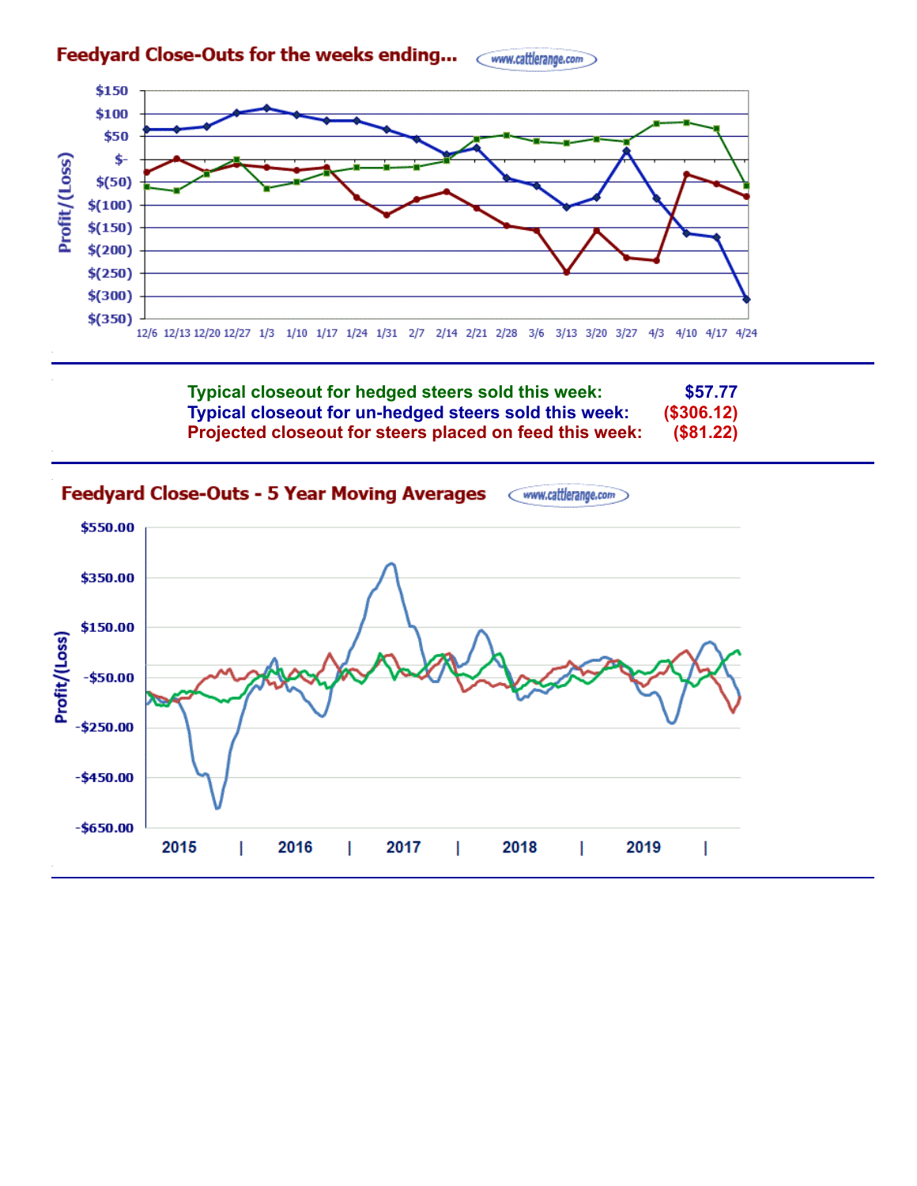## Feedyard Close-Outs for the weeks ending...

www.cattlerange.com

Profit/(Loss)

$150
$100
$50
$-
$(50)
$(100)
$(150)
$(200)
$(250)
$(300)
$(350)

12/6 12/13 12/20 12/27 1/3 1/10 1/17 1/24 1/31 2/7 2/14 2/21 2/28 3/6 3/13 3/20 3/27 4/3 4/10 4/17 4/24

---

Typical closeout for hedged steers sold this week: $57.77
Typical closeout for un-hedged steers sold this week: ($306.12)
Projected closeout for steers placed on feed this week: ($81.22)

---

## Feedyard Close-Outs - 5 Year Moving Averages

www.cattlerange.com

Profit/(Loss)

$550.00
$350.00
$150.00
-$50.00
-$250.00
-$450.00
-$650.00

2015 | 2016 | 2017 | 2018 | 2019 |